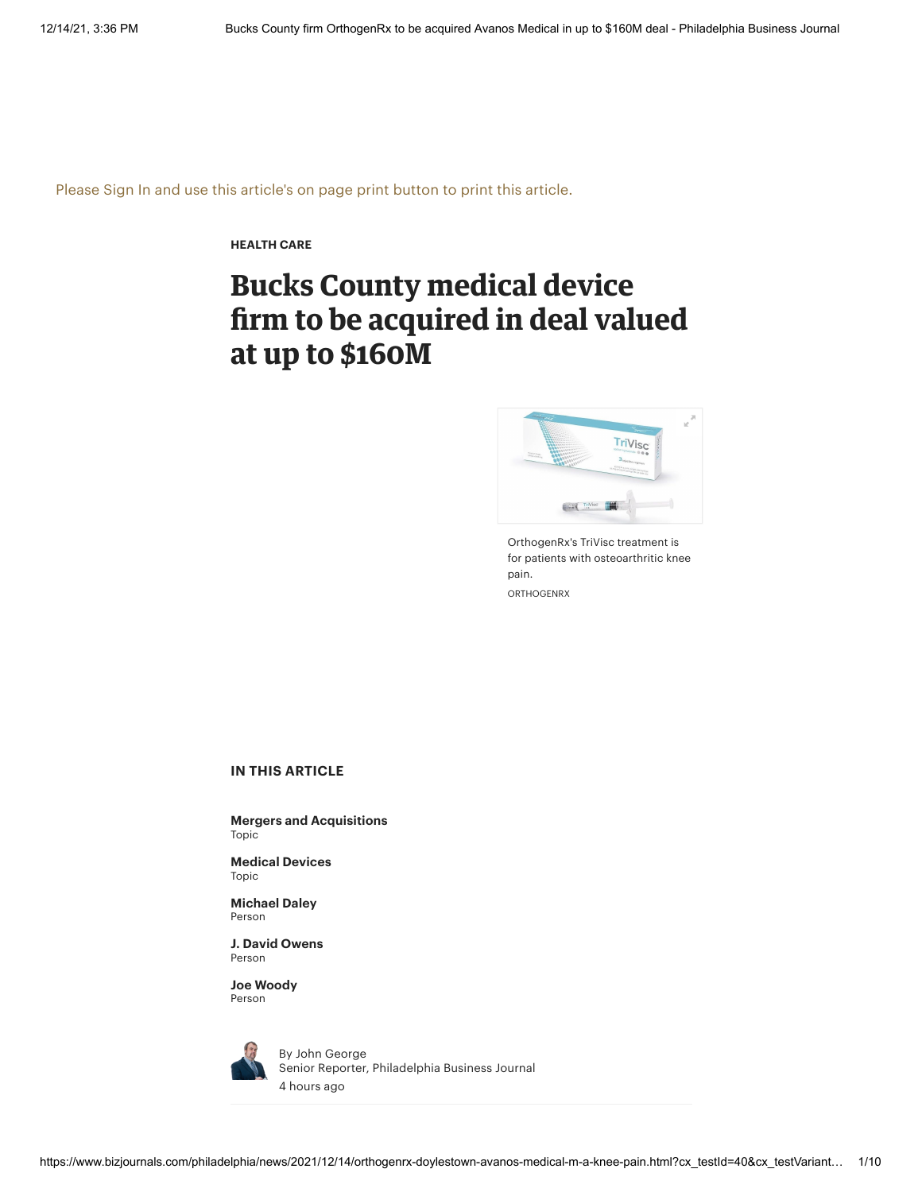Please Sign In and use this article's on page print button to print this article.

**HEALTH CARE**

# Bucks County medical device firm to be acquired in deal valued at up to $160M

OrthogenRx's TriVisc treatment is for patients with osteoarthritic knee pain.

ORTHOGENRX

**IN THIS ARTICLE**

**Mergers and Acquisitions**
Topic

**Medical Devices**
Topic

**Michael Daley**
Person

**J. David Owens**
Person

**Joe Woody**
Person

By John George
Senior Reporter, Philadelphia Business Journal
4 hours ago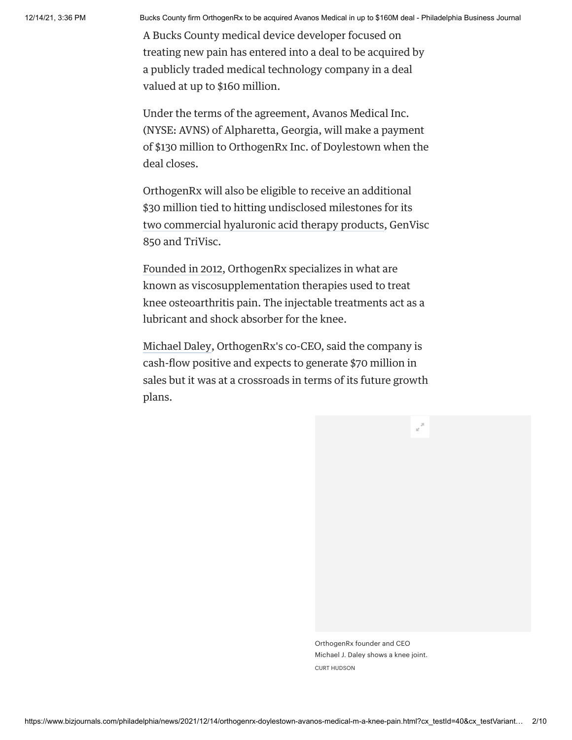A Bucks County medical device developer focused on treating new pain has entered into a deal to be acquired by a publicly traded medical technology company in a deal valued at up to $160 million.

Under the terms of the agreement, Avanos Medical Inc. (NYSE: AVNS) of Alpharetta, Georgia, will make a payment of $130 million to OrthogenRx Inc. of Doylestown when the deal closes.

OrthogenRx will also be eligible to receive an additional $30 million tied to hitting undisclosed milestones for its two commercial hyaluronic acid therapy products, GenVisc 850 and TriVisc.

Founded in 2012, OrthogenRx specializes in what are known as viscosupplementation therapies used to treat knee osteoarthritis pain. The injectable treatments act as a lubricant and shock absorber for the knee.

Michael Daley, OrthogenRx's co-CEO, said the company is cash-flow positive and expects to generate $70 million in sales but it was at a crossroads in terms of its future growth plans.

OrthogenRx founder and CEO Michael J. Daley shows a knee joint.
CURT HUDSON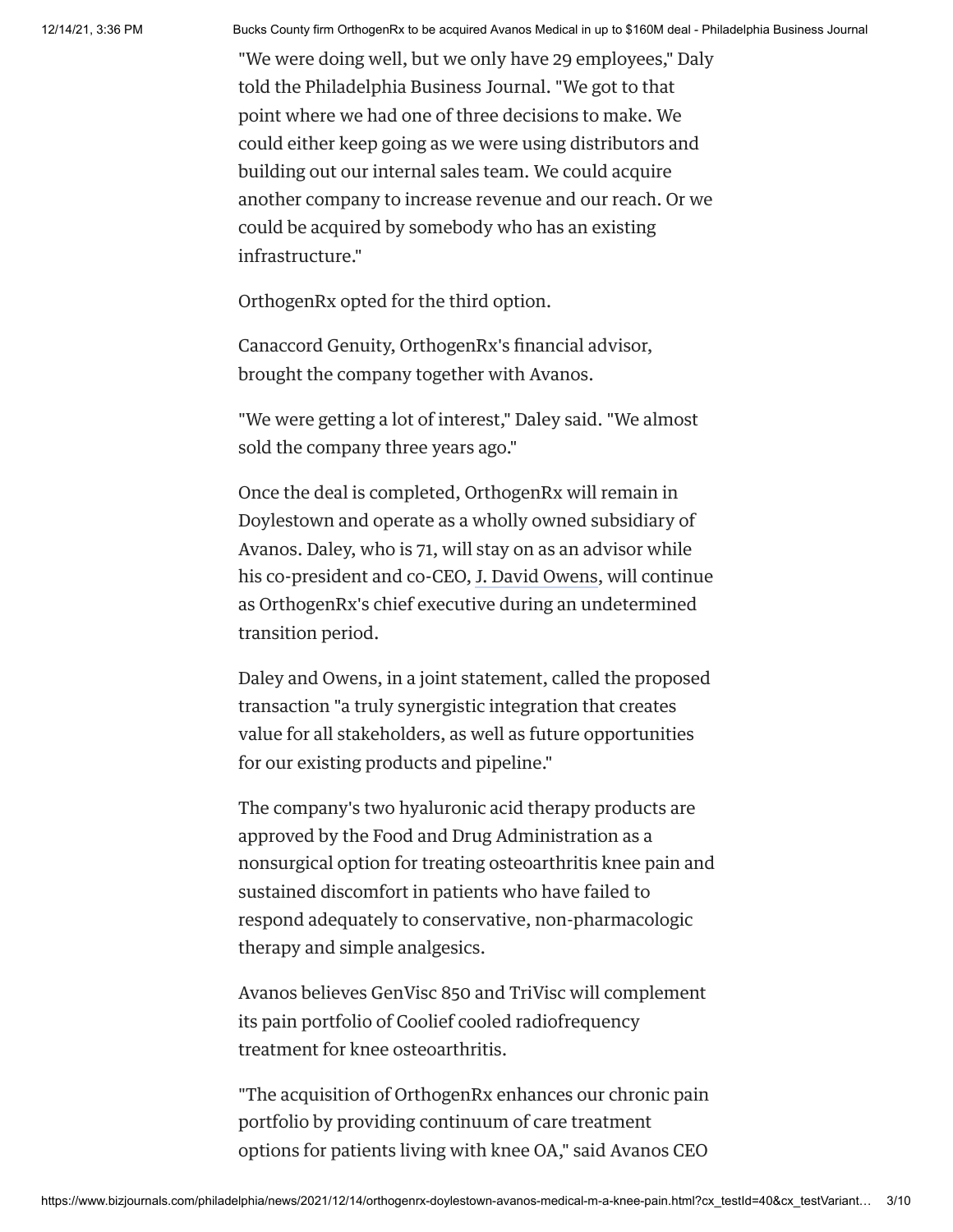"We were doing well, but we only have 29 employees," Daly told the Philadelphia Business Journal. "We got to that point where we had one of three decisions to make. We could either keep going as we were using distributors and building out our internal sales team. We could acquire another company to increase revenue and our reach. Or we could be acquired by somebody who has an existing infrastructure."

OrthogenRx opted for the third option.

Canaccord Genuity, OrthogenRx's financial advisor, brought the company together with Avanos.

"We were getting a lot of interest," Daley said. "We almost sold the company three years ago."

Once the deal is completed, OrthogenRx will remain in Doylestown and operate as a wholly owned subsidiary of Avanos. Daley, who is 71, will stay on as an advisor while his co-president and co-CEO, J. David Owens, will continue as OrthogenRx's chief executive during an undetermined transition period.

Daley and Owens, in a joint statement, called the proposed transaction "a truly synergistic integration that creates value for all stakeholders, as well as future opportunities for our existing products and pipeline."

The company's two hyaluronic acid therapy products are approved by the Food and Drug Administration as a nonsurgical option for treating osteoarthritis knee pain and sustained discomfort in patients who have failed to respond adequately to conservative, non-pharmacologic therapy and simple analgesics.

Avanos believes GenVisc 850 and TriVisc will complement its pain portfolio of Coolief cooled radiofrequency treatment for knee osteoarthritis.

"The acquisition of OrthogenRx enhances our chronic pain portfolio by providing continuum of care treatment options for patients living with knee OA," said Avanos CEO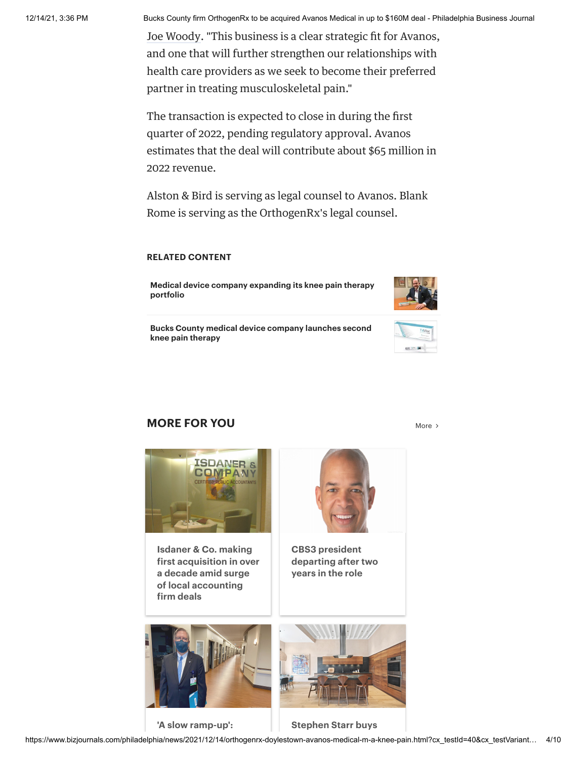Joe Woody. "This business is a clear strategic fit for Avanos, and one that will further strengthen our relationships with health care providers as we seek to become their preferred partner in treating musculoskeletal pain."

The transaction is expected to close in during the first quarter of 2022, pending regulatory approval. Avanos estimates that the deal will contribute about $65 million in 2022 revenue.

Alston & Bird is serving as legal counsel to Avanos. Blank Rome is serving as the OrthogenRx's legal counsel.

**RELATED CONTENT**

**Medical device company expanding its knee pain therapy portfolio**

**Bucks County medical device company launches second knee pain therapy**

## MORE FOR YOU

More ›

**Isdaner & Co. making first acquisition in over a decade amid surge of local accounting firm deals**

**CBS3 president departing after two years in the role**

**'A slow ramp-up':**

**Stephen Starr buys**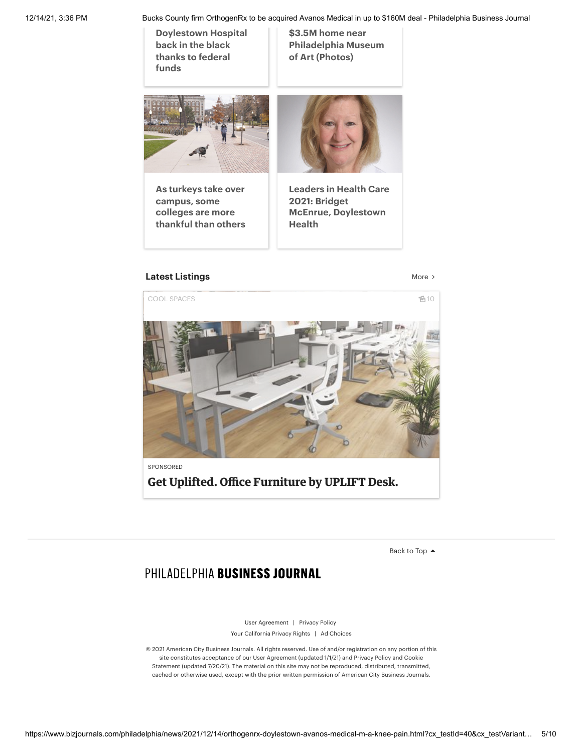Doylestown Hospital back in the black thanks to federal funds

$3.5M home near Philadelphia Museum of Art (Photos)

As turkeys take over campus, some colleges are more thankful than others

Leaders in Health Care 2021: Bridget McEnrue, Doylestown Health

**Latest Listings**

More ›

COOL SPACES

10

SPONSORED

**Get Uplifted. Office Furniture by UPLIFT Desk.**

Back to Top ▲

PHILADELPHIA **BUSINESS JOURNAL**

User Agreement | Privacy Policy

Your California Privacy Rights | Ad Choices

© 2021 American City Business Journals. All rights reserved. Use of and/or registration on any portion of this site constitutes acceptance of our User Agreement (updated 1/1/21) and Privacy Policy and Cookie Statement (updated 7/20/21). The material on this site may not be reproduced, distributed, transmitted, cached or otherwise used, except with the prior written permission of American City Business Journals.